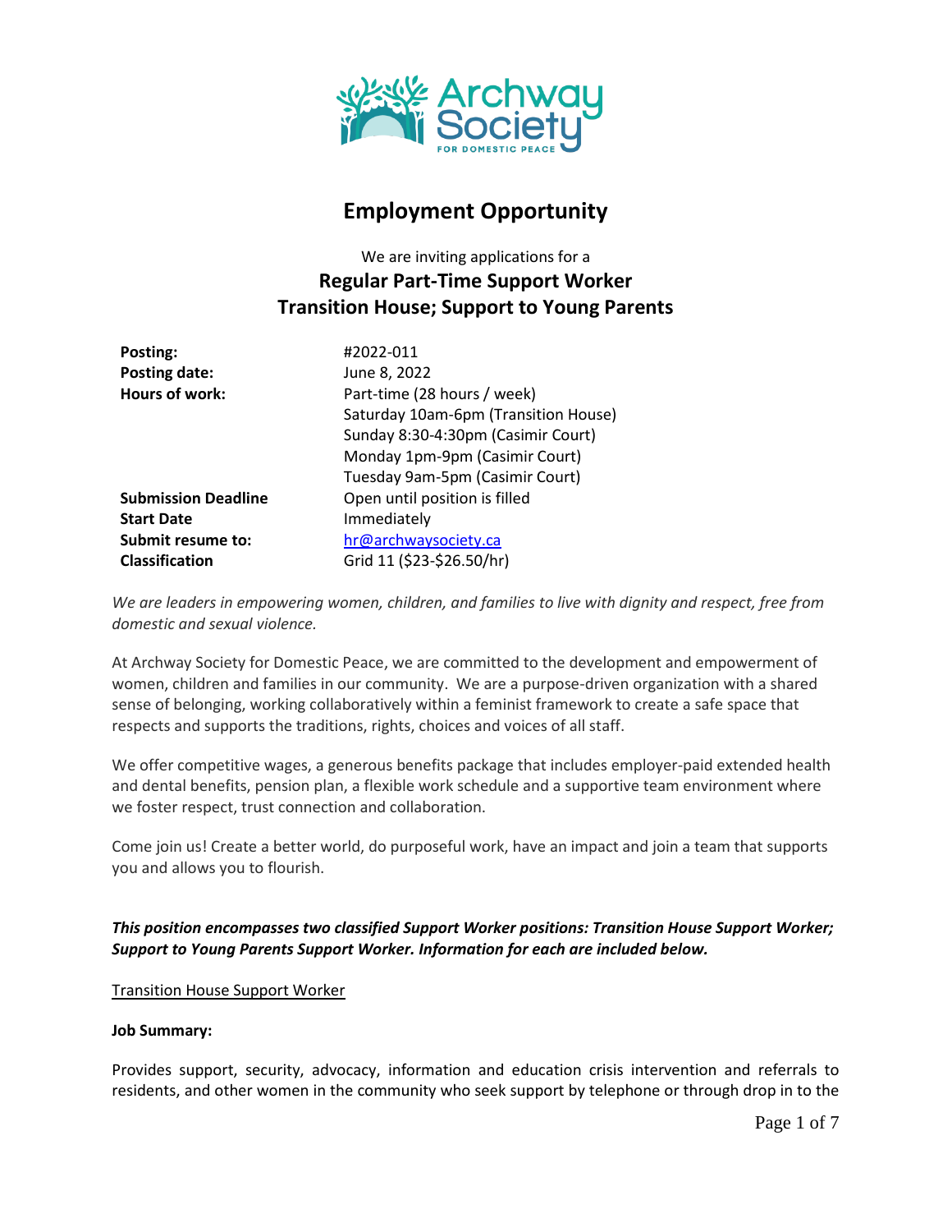# Employment Opportunity

We are inviting applications for a

## Regular Part-Time Support Worker
## Transition House; Support to Young Parents

| | |
|---|---|
| **Posting:** | #2022-011 |
| **Posting date:** | June 8, 2022 |
| **Hours of work:** | Part-time (28 hours / week)<br>Saturday 10am-6pm (Transition House)<br>Sunday 8:30-4:30pm (Casimir Court)<br>Monday 1pm-9pm (Casimir Court)<br>Tuesday 9am-5pm (Casimir Court) |
| **Submission Deadline** | Open until position is filled |
| **Start Date** | Immediately |
| **Submit resume to:** | hr@archwaysociety.ca |
| **Classification** | Grid 11 ($23-$26.50/hr) |

*We are leaders in empowering women, children, and families to live with dignity and respect, free from domestic and sexual violence.*

At Archway Society for Domestic Peace, we are committed to the development and empowerment of women, children and families in our community. We are a purpose-driven organization with a shared sense of belonging, working collaboratively within a feminist framework to create a safe space that respects and supports the traditions, rights, choices and voices of all staff.

We offer competitive wages, a generous benefits package that includes employer-paid extended health and dental benefits, pension plan, a flexible work schedule and a supportive team environment where we foster respect, trust connection and collaboration.

Come join us! Create a better world, do purposeful work, have an impact and join a team that supports you and allows you to flourish.

***This position encompasses two classified Support Worker positions: Transition House Support Worker; Support to Young Parents Support Worker. Information for each are included below.***

Transition House Support Worker

**Job Summary:**

Provides support, security, advocacy, information and education crisis intervention and referrals to residents, and other women in the community who seek support by telephone or through drop in to the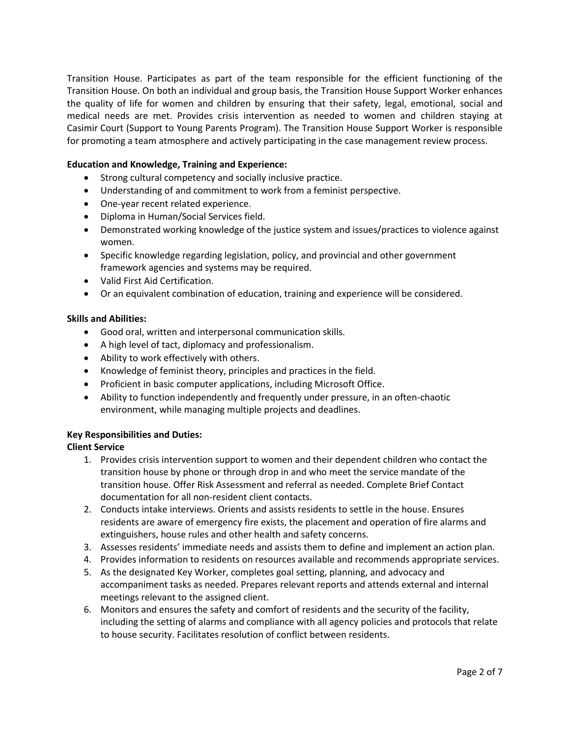Transition House. Participates as part of the team responsible for the efficient functioning of the Transition House. On both an individual and group basis, the Transition House Support Worker enhances the quality of life for women and children by ensuring that their safety, legal, emotional, social and medical needs are met. Provides crisis intervention as needed to women and children staying at Casimir Court (Support to Young Parents Program). The Transition House Support Worker is responsible for promoting a team atmosphere and actively participating in the case management review process.

**Education and Knowledge, Training and Experience:**

- Strong cultural competency and socially inclusive practice.
- Understanding of and commitment to work from a feminist perspective.
- One-year recent related experience.
- Diploma in Human/Social Services field.
- Demonstrated working knowledge of the justice system and issues/practices to violence against women.
- Specific knowledge regarding legislation, policy, and provincial and other government framework agencies and systems may be required.
- Valid First Aid Certification.
- Or an equivalent combination of education, training and experience will be considered.

**Skills and Abilities:**

- Good oral, written and interpersonal communication skills.
- A high level of tact, diplomacy and professionalism.
- Ability to work effectively with others.
- Knowledge of feminist theory, principles and practices in the field.
- Proficient in basic computer applications, including Microsoft Office.
- Ability to function independently and frequently under pressure, in an often-chaotic environment, while managing multiple projects and deadlines.

**Key Responsibilities and Duties:**

**Client Service**

1. Provides crisis intervention support to women and their dependent children who contact the transition house by phone or through drop in and who meet the service mandate of the transition house. Offer Risk Assessment and referral as needed. Complete Brief Contact documentation for all non-resident client contacts.
2. Conducts intake interviews. Orients and assists residents to settle in the house. Ensures residents are aware of emergency fire exists, the placement and operation of fire alarms and extinguishers, house rules and other health and safety concerns.
3. Assesses residents' immediate needs and assists them to define and implement an action plan.
4. Provides information to residents on resources available and recommends appropriate services.
5. As the designated Key Worker, completes goal setting, planning, and advocacy and accompaniment tasks as needed. Prepares relevant reports and attends external and internal meetings relevant to the assigned client.
6. Monitors and ensures the safety and comfort of residents and the security of the facility, including the setting of alarms and compliance with all agency policies and protocols that relate to house security. Facilitates resolution of conflict between residents.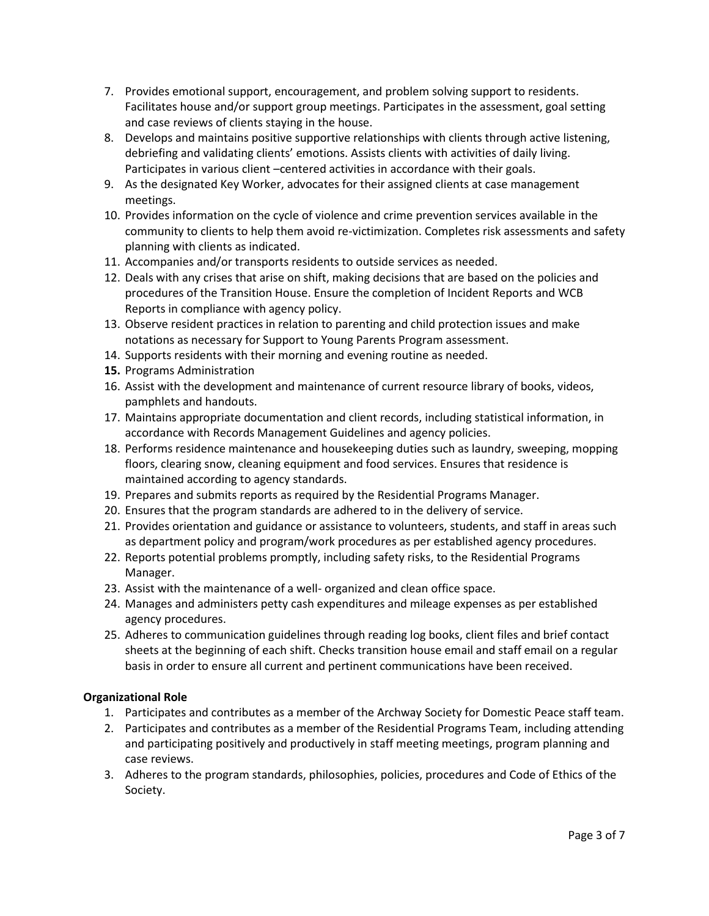7. Provides emotional support, encouragement, and problem solving support to residents. Facilitates house and/or support group meetings. Participates in the assessment, goal setting and case reviews of clients staying in the house.
8. Develops and maintains positive supportive relationships with clients through active listening, debriefing and validating clients' emotions. Assists clients with activities of daily living. Participates in various client –centered activities in accordance with their goals.
9. As the designated Key Worker, advocates for their assigned clients at case management meetings.
10. Provides information on the cycle of violence and crime prevention services available in the community to clients to help them avoid re-victimization. Completes risk assessments and safety planning with clients as indicated.
11. Accompanies and/or transports residents to outside services as needed.
12. Deals with any crises that arise on shift, making decisions that are based on the policies and procedures of the Transition House. Ensure the completion of Incident Reports and WCB Reports in compliance with agency policy.
13. Observe resident practices in relation to parenting and child protection issues and make notations as necessary for Support to Young Parents Program assessment.
14. Supports residents with their morning and evening routine as needed.
15. **Programs Administration**
16. Assist with the development and maintenance of current resource library of books, videos, pamphlets and handouts.
17. Maintains appropriate documentation and client records, including statistical information, in accordance with Records Management Guidelines and agency policies.
18. Performs residence maintenance and housekeeping duties such as laundry, sweeping, mopping floors, clearing snow, cleaning equipment and food services. Ensures that residence is maintained according to agency standards.
19. Prepares and submits reports as required by the Residential Programs Manager.
20. Ensures that the program standards are adhered to in the delivery of service.
21. Provides orientation and guidance or assistance to volunteers, students, and staff in areas such as department policy and program/work procedures as per established agency procedures.
22. Reports potential problems promptly, including safety risks, to the Residential Programs Manager.
23. Assist with the maintenance of a well- organized and clean office space.
24. Manages and administers petty cash expenditures and mileage expenses as per established agency procedures.
25. Adheres to communication guidelines through reading log books, client files and brief contact sheets at the beginning of each shift. Checks transition house email and staff email on a regular basis in order to ensure all current and pertinent communications have been received.

**Organizational Role**

1. Participates and contributes as a member of the Archway Society for Domestic Peace staff team.
2. Participates and contributes as a member of the Residential Programs Team, including attending and participating positively and productively in staff meeting meetings, program planning and case reviews.
3. Adheres to the program standards, philosophies, policies, procedures and Code of Ethics of the Society.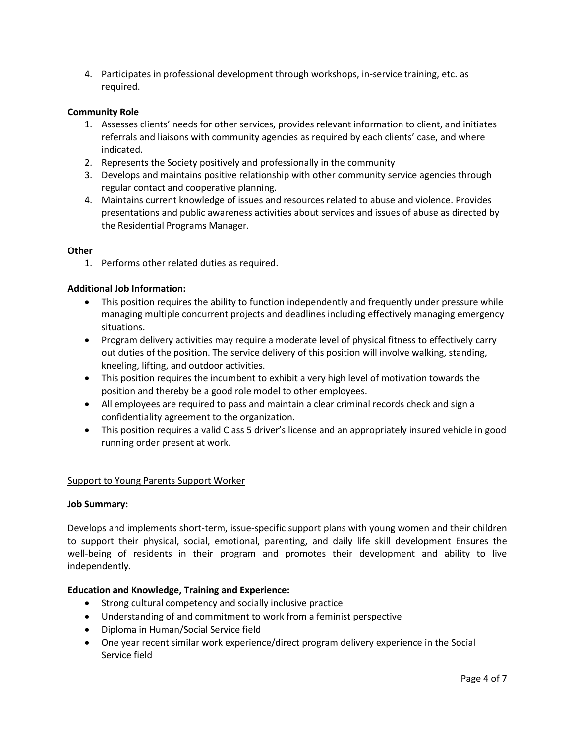4. Participates in professional development through workshops, in-service training, etc. as required.

**Community Role**

1. Assesses clients' needs for other services, provides relevant information to client, and initiates referrals and liaisons with community agencies as required by each clients' case, and where indicated.
2. Represents the Society positively and professionally in the community
3. Develops and maintains positive relationship with other community service agencies through regular contact and cooperative planning.
4. Maintains current knowledge of issues and resources related to abuse and violence. Provides presentations and public awareness activities about services and issues of abuse as directed by the Residential Programs Manager.

**Other**

1. Performs other related duties as required.

**Additional Job Information:**

- This position requires the ability to function independently and frequently under pressure while managing multiple concurrent projects and deadlines including effectively managing emergency situations.
- Program delivery activities may require a moderate level of physical fitness to effectively carry out duties of the position. The service delivery of this position will involve walking, standing, kneeling, lifting, and outdoor activities.
- This position requires the incumbent to exhibit a very high level of motivation towards the position and thereby be a good role model to other employees.
- All employees are required to pass and maintain a clear criminal records check and sign a confidentiality agreement to the organization.
- This position requires a valid Class 5 driver's license and an appropriately insured vehicle in good running order present at work.

<u>Support to Young Parents Support Worker</u>

**Job Summary:**

Develops and implements short-term, issue-specific support plans with young women and their children to support their physical, social, emotional, parenting, and daily life skill development Ensures the well-being of residents in their program and promotes their development and ability to live independently.

**Education and Knowledge, Training and Experience:**

- Strong cultural competency and socially inclusive practice
- Understanding of and commitment to work from a feminist perspective
- Diploma in Human/Social Service field
- One year recent similar work experience/direct program delivery experience in the Social Service field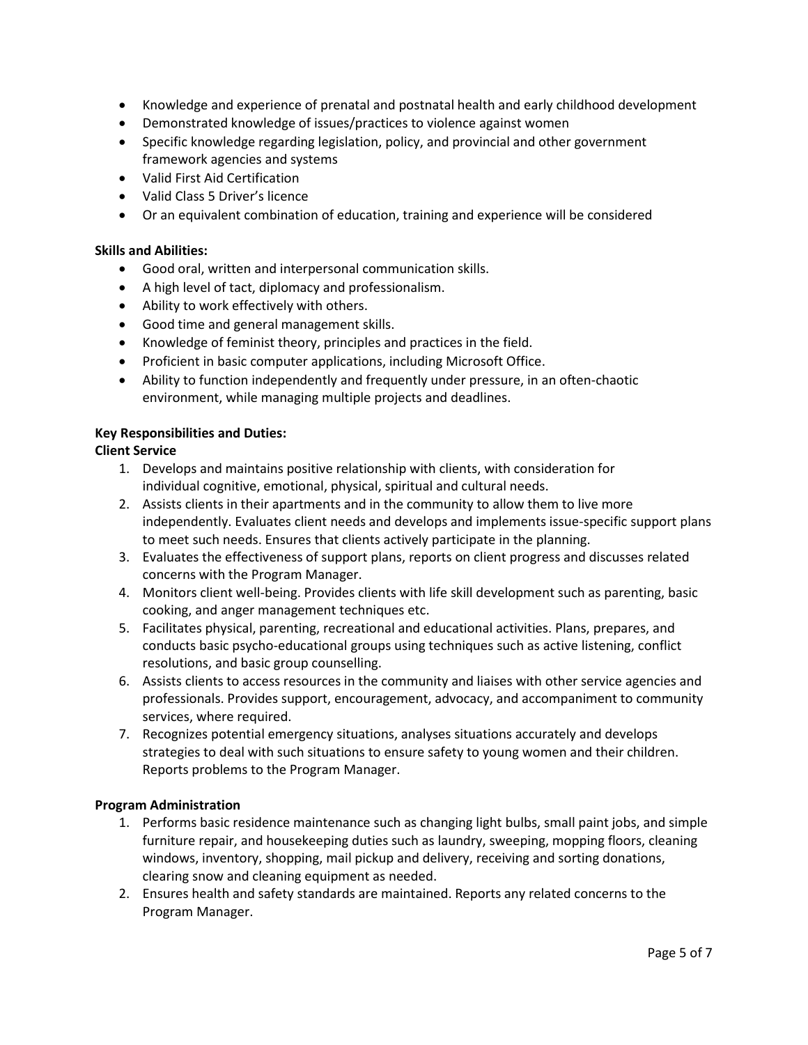- Knowledge and experience of prenatal and postnatal health and early childhood development
- Demonstrated knowledge of issues/practices to violence against women
- Specific knowledge regarding legislation, policy, and provincial and other government framework agencies and systems
- Valid First Aid Certification
- Valid Class 5 Driver's licence
- Or an equivalent combination of education, training and experience will be considered

**Skills and Abilities:**

- Good oral, written and interpersonal communication skills.
- A high level of tact, diplomacy and professionalism.
- Ability to work effectively with others.
- Good time and general management skills.
- Knowledge of feminist theory, principles and practices in the field.
- Proficient in basic computer applications, including Microsoft Office.
- Ability to function independently and frequently under pressure, in an often-chaotic environment, while managing multiple projects and deadlines.

**Key Responsibilities and Duties:**

**Client Service**

1. Develops and maintains positive relationship with clients, with consideration for individual cognitive, emotional, physical, spiritual and cultural needs.
2. Assists clients in their apartments and in the community to allow them to live more independently. Evaluates client needs and develops and implements issue-specific support plans to meet such needs. Ensures that clients actively participate in the planning.
3. Evaluates the effectiveness of support plans, reports on client progress and discusses related concerns with the Program Manager.
4. Monitors client well-being. Provides clients with life skill development such as parenting, basic cooking, and anger management techniques etc.
5. Facilitates physical, parenting, recreational and educational activities. Plans, prepares, and conducts basic psycho-educational groups using techniques such as active listening, conflict resolutions, and basic group counselling.
6. Assists clients to access resources in the community and liaises with other service agencies and professionals. Provides support, encouragement, advocacy, and accompaniment to community services, where required.
7. Recognizes potential emergency situations, analyses situations accurately and develops strategies to deal with such situations to ensure safety to young women and their children. Reports problems to the Program Manager.

**Program Administration**

1. Performs basic residence maintenance such as changing light bulbs, small paint jobs, and simple furniture repair, and housekeeping duties such as laundry, sweeping, mopping floors, cleaning windows, inventory, shopping, mail pickup and delivery, receiving and sorting donations, clearing snow and cleaning equipment as needed.
2. Ensures health and safety standards are maintained. Reports any related concerns to the Program Manager.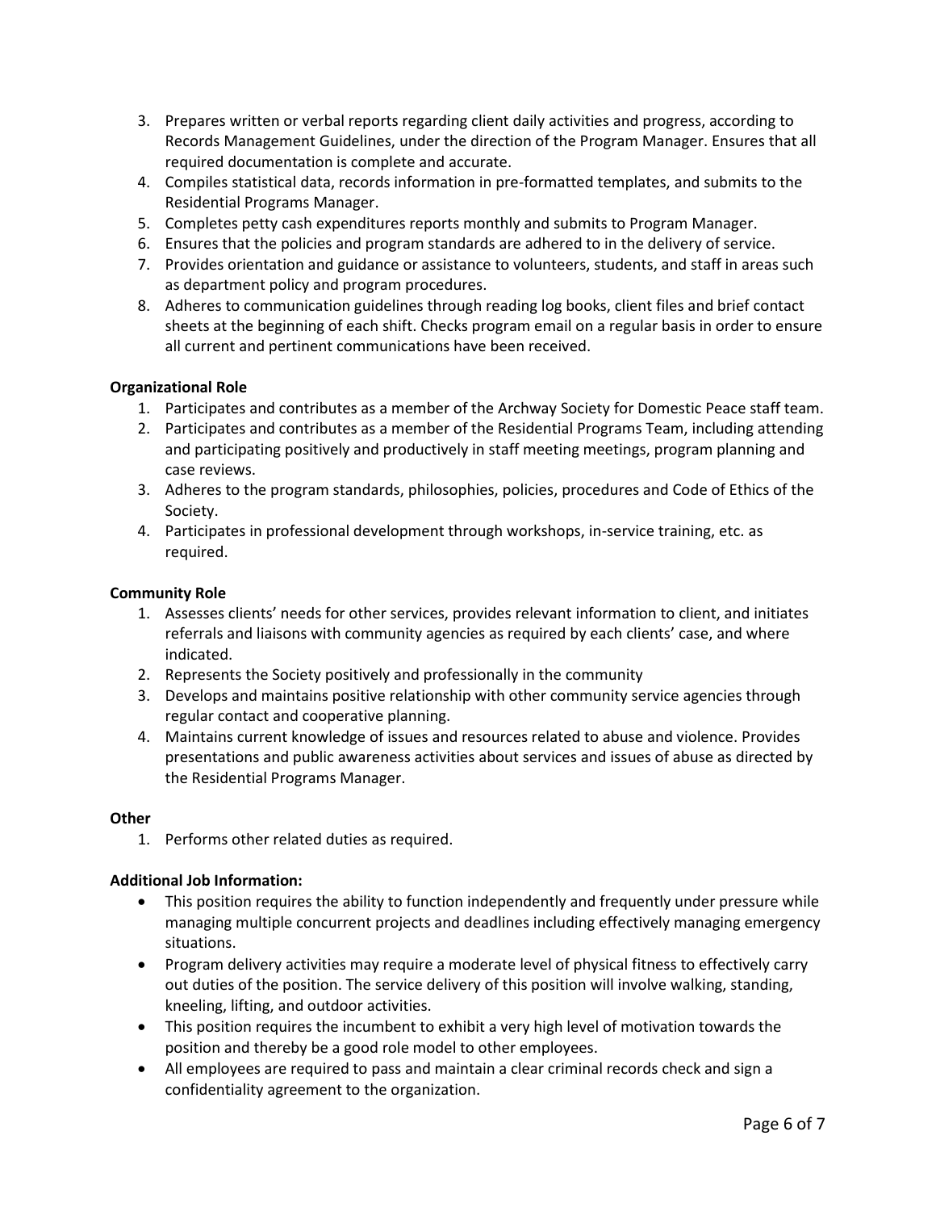3. Prepares written or verbal reports regarding client daily activities and progress, according to Records Management Guidelines, under the direction of the Program Manager. Ensures that all required documentation is complete and accurate.
4. Compiles statistical data, records information in pre-formatted templates, and submits to the Residential Programs Manager.
5. Completes petty cash expenditures reports monthly and submits to Program Manager.
6. Ensures that the policies and program standards are adhered to in the delivery of service.
7. Provides orientation and guidance or assistance to volunteers, students, and staff in areas such as department policy and program procedures.
8. Adheres to communication guidelines through reading log books, client files and brief contact sheets at the beginning of each shift. Checks program email on a regular basis in order to ensure all current and pertinent communications have been received.

**Organizational Role**

1. Participates and contributes as a member of the Archway Society for Domestic Peace staff team.
2. Participates and contributes as a member of the Residential Programs Team, including attending and participating positively and productively in staff meeting meetings, program planning and case reviews.
3. Adheres to the program standards, philosophies, policies, procedures and Code of Ethics of the Society.
4. Participates in professional development through workshops, in-service training, etc. as required.

**Community Role**

1. Assesses clients' needs for other services, provides relevant information to client, and initiates referrals and liaisons with community agencies as required by each clients' case, and where indicated.
2. Represents the Society positively and professionally in the community
3. Develops and maintains positive relationship with other community service agencies through regular contact and cooperative planning.
4. Maintains current knowledge of issues and resources related to abuse and violence. Provides presentations and public awareness activities about services and issues of abuse as directed by the Residential Programs Manager.

**Other**

1. Performs other related duties as required.

**Additional Job Information:**

- This position requires the ability to function independently and frequently under pressure while managing multiple concurrent projects and deadlines including effectively managing emergency situations.
- Program delivery activities may require a moderate level of physical fitness to effectively carry out duties of the position. The service delivery of this position will involve walking, standing, kneeling, lifting, and outdoor activities.
- This position requires the incumbent to exhibit a very high level of motivation towards the position and thereby be a good role model to other employees.
- All employees are required to pass and maintain a clear criminal records check and sign a confidentiality agreement to the organization.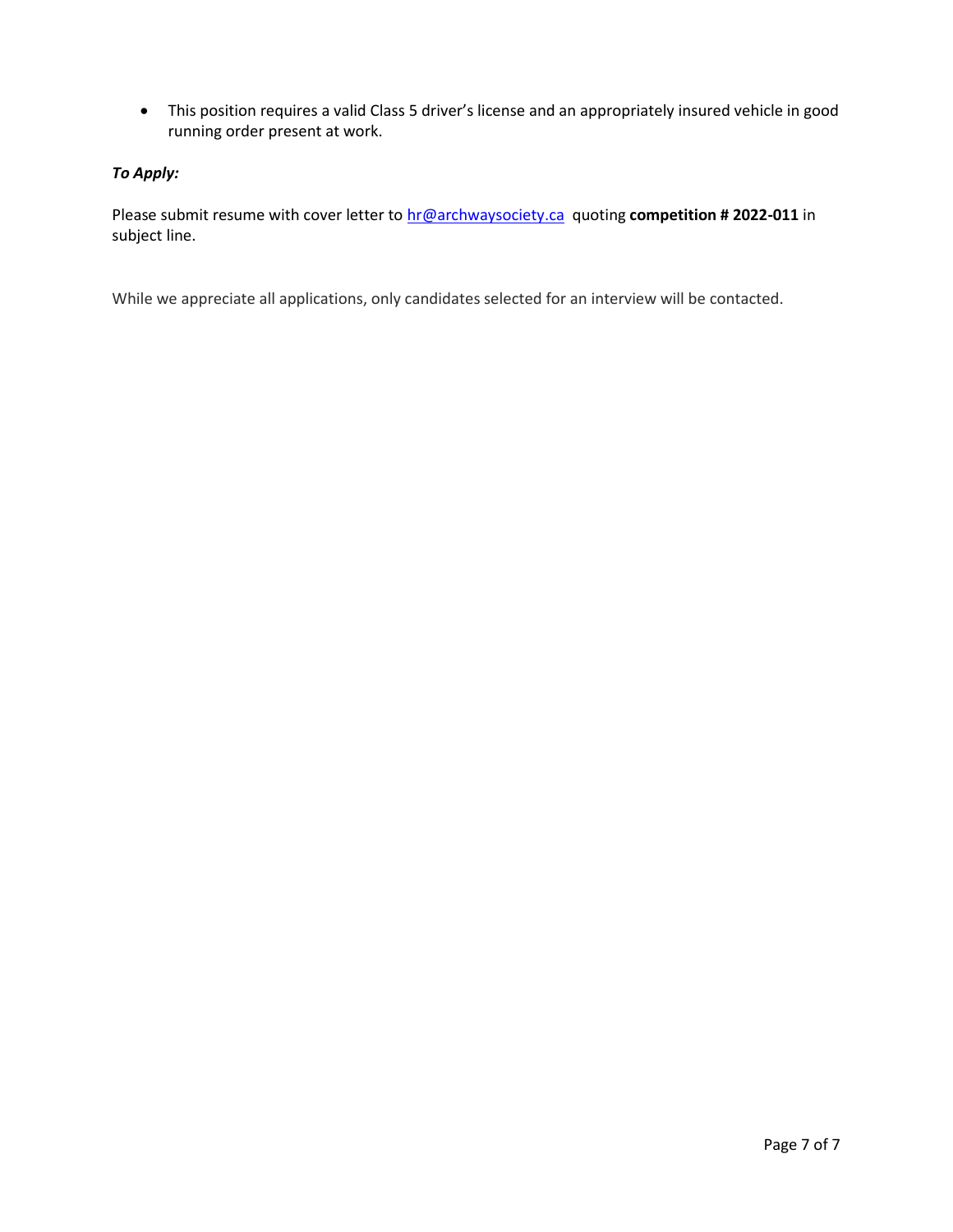- This position requires a valid Class 5 driver's license and an appropriately insured vehicle in good running order present at work.

***To Apply:***

Please submit resume with cover letter to [hr@archwaysociety.ca](mailto:hr@archwaysociety.ca) quoting **competition # 2022-011** in subject line.

While we appreciate all applications, only candidates selected for an interview will be contacted.